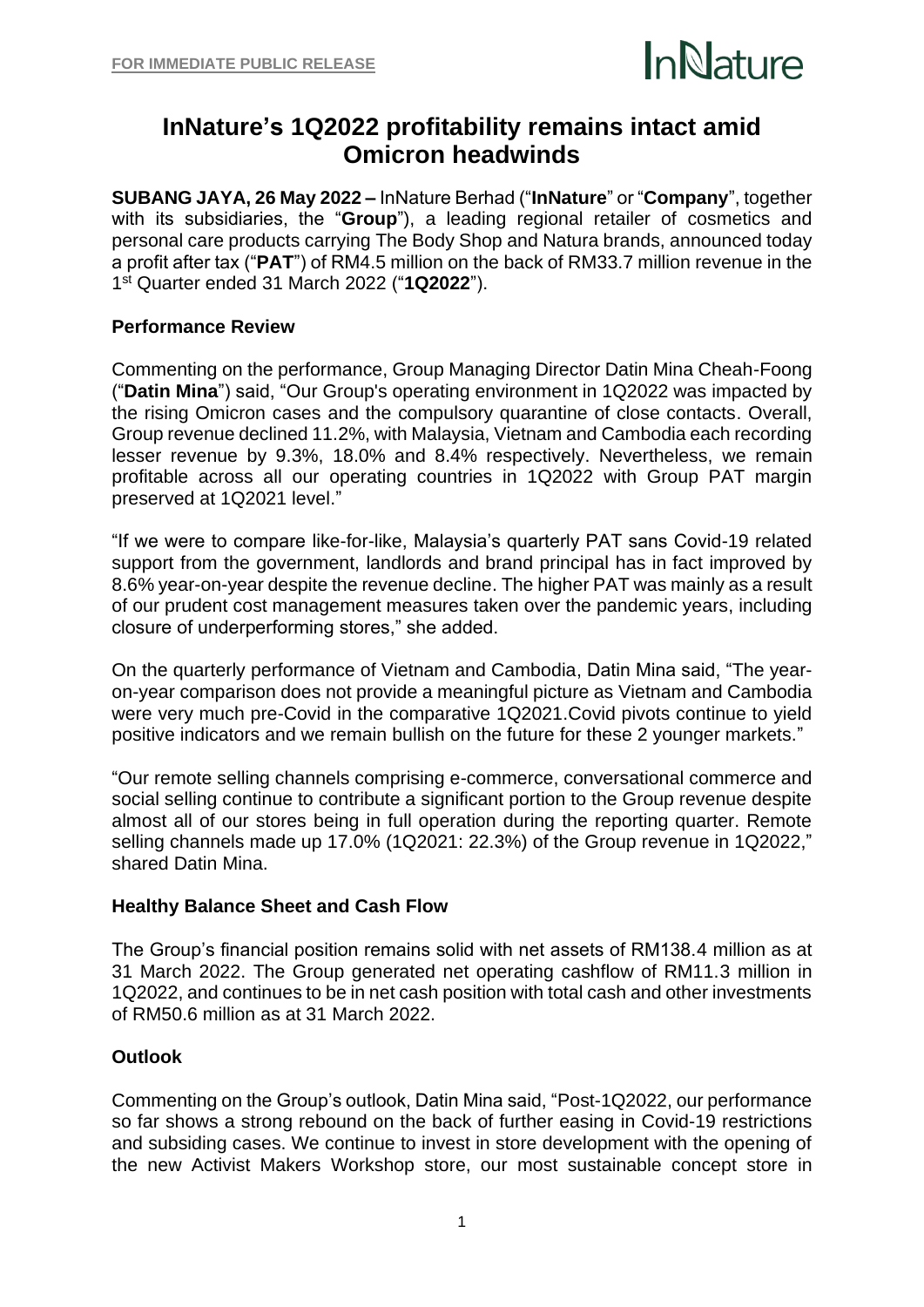**FOR IMMEDIATE PUBLIC RELEASE**

InNature

# InNature's 1Q2022 profitability remains intact amid Omicron headwinds

**SUBANG JAYA, 26 May 2022 –** InNature Berhad ("**InNature**" or "**Company**", together with its subsidiaries, the "**Group**"), a leading regional retailer of cosmetics and personal care products carrying The Body Shop and Natura brands, announced today a profit after tax ("**PAT**") of RM4.5 million on the back of RM33.7 million revenue in the 1st Quarter ended 31 March 2022 ("**1Q2022**").

## Performance Review

Commenting on the performance, Group Managing Director Datin Mina Cheah-Foong ("**Datin Mina**") said, "Our Group's operating environment in 1Q2022 was impacted by the rising Omicron cases and the compulsory quarantine of close contacts. Overall, Group revenue declined 11.2%, with Malaysia, Vietnam and Cambodia each recording lesser revenue by 9.3%, 18.0% and 8.4% respectively. Nevertheless, we remain profitable across all our operating countries in 1Q2022 with Group PAT margin preserved at 1Q2021 level."

"If we were to compare like-for-like, Malaysia's quarterly PAT sans Covid-19 related support from the government, landlords and brand principal has in fact improved by 8.6% year-on-year despite the revenue decline. The higher PAT was mainly as a result of our prudent cost management measures taken over the pandemic years, including closure of underperforming stores," she added.

On the quarterly performance of Vietnam and Cambodia, Datin Mina said, "The year-on-year comparison does not provide a meaningful picture as Vietnam and Cambodia were very much pre-Covid in the comparative 1Q2021.Covid pivots continue to yield positive indicators and we remain bullish on the future for these 2 younger markets."

"Our remote selling channels comprising e-commerce, conversational commerce and social selling continue to contribute a significant portion to the Group revenue despite almost all of our stores being in full operation during the reporting quarter. Remote selling channels made up 17.0% (1Q2021: 22.3%) of the Group revenue in 1Q2022," shared Datin Mina.

## Healthy Balance Sheet and Cash Flow

The Group's financial position remains solid with net assets of RM138.4 million as at 31 March 2022. The Group generated net operating cashflow of RM11.3 million in 1Q2022, and continues to be in net cash position with total cash and other investments of RM50.6 million as at 31 March 2022.

## Outlook

Commenting on the Group's outlook, Datin Mina said, "Post-1Q2022, our performance so far shows a strong rebound on the back of further easing in Covid-19 restrictions and subsiding cases. We continue to invest in store development with the opening of the new Activist Makers Workshop store, our most sustainable concept store in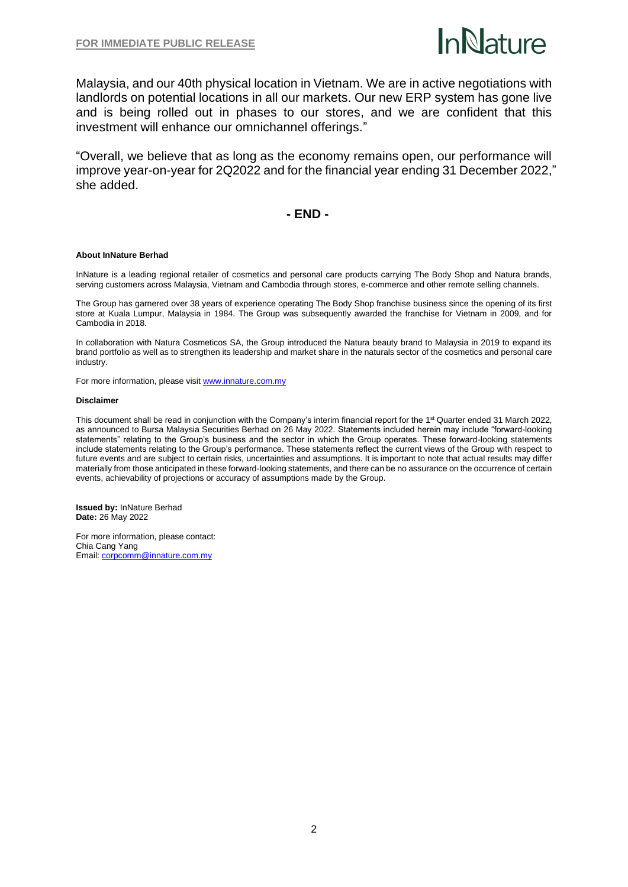Malaysia, and our 40th physical location in Vietnam. We are in active negotiations with landlords on potential locations in all our markets. Our new ERP system has gone live and is being rolled out in phases to our stores, and we are confident that this investment will enhance our omnichannel offerings."

"Overall, we believe that as long as the economy remains open, our performance will improve year-on-year for 2Q2022 and for the financial year ending 31 December 2022," she added.

**- END -**

**About InNature Berhad**

InNature is a leading regional retailer of cosmetics and personal care products carrying The Body Shop and Natura brands, serving customers across Malaysia, Vietnam and Cambodia through stores, e-commerce and other remote selling channels.

The Group has garnered over 38 years of experience operating The Body Shop franchise business since the opening of its first store at Kuala Lumpur, Malaysia in 1984. The Group was subsequently awarded the franchise for Vietnam in 2009, and for Cambodia in 2018.

In collaboration with Natura Cosmeticos SA, the Group introduced the Natura beauty brand to Malaysia in 2019 to expand its brand portfolio as well as to strengthen its leadership and market share in the naturals sector of the cosmetics and personal care industry.

For more information, please visit [www.innature.com.my](http://www.innature.com.my)

**Disclaimer**

This document shall be read in conjunction with the Company's interim financial report for the 1st Quarter ended 31 March 2022, as announced to Bursa Malaysia Securities Berhad on 26 May 2022. Statements included herein may include "forward-looking statements" relating to the Group's business and the sector in which the Group operates. These forward-looking statements include statements relating to the Group's performance. These statements reflect the current views of the Group with respect to future events and are subject to certain risks, uncertainties and assumptions. It is important to note that actual results may differ materially from those anticipated in these forward-looking statements, and there can be no assurance on the occurrence of certain events, achievability of projections or accuracy of assumptions made by the Group.

**Issued by:** InNature Berhad
**Date:** 26 May 2022

For more information, please contact:
Chia Cang Yang
Email: [corpcomm@innature.com.my](mailto:corpcomm@innature.com.my)